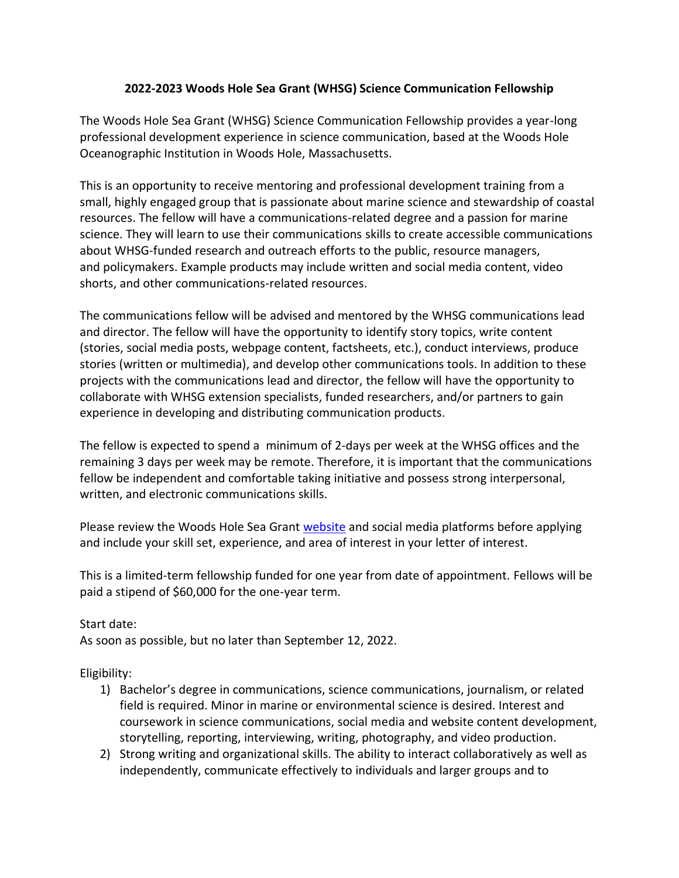# 2022-2023 Woods Hole Sea Grant (WHSG) Science Communication Fellowship

The Woods Hole Sea Grant (WHSG) Science Communication Fellowship provides a year-long professional development experience in science communication, based at the Woods Hole Oceanographic Institution in Woods Hole, Massachusetts.

This is an opportunity to receive mentoring and professional development training from a small, highly engaged group that is passionate about marine science and stewardship of coastal resources. The fellow will have a communications-related degree and a passion for marine science. They will learn to use their communications skills to create accessible communications about WHSG-funded research and outreach efforts to the public, resource managers, and policymakers. Example products may include written and social media content, video shorts, and other communications-related resources.

The communications fellow will be advised and mentored by the WHSG communications lead and director. The fellow will have the opportunity to identify story topics, write content (stories, social media posts, webpage content, factsheets, etc.), conduct interviews, produce stories (written or multimedia), and develop other communications tools. In addition to these projects with the communications lead and director, the fellow will have the opportunity to collaborate with WHSG extension specialists, funded researchers, and/or partners to gain experience in developing and distributing communication products.

The fellow is expected to spend a minimum of 2-days per week at the WHSG offices and the remaining 3 days per week may be remote. Therefore, it is important that the communications fellow be independent and comfortable taking initiative and possess strong interpersonal, written, and electronic communications skills.

Please review the Woods Hole Sea Grant website and social media platforms before applying and include your skill set, experience, and area of interest in your letter of interest.

This is a limited-term fellowship funded for one year from date of appointment. Fellows will be paid a stipend of $60,000 for the one-year term.

Start date:
As soon as possible, but no later than September 12, 2022.

Eligibility:

1) Bachelor's degree in communications, science communications, journalism, or related field is required. Minor in marine or environmental science is desired. Interest and coursework in science communications, social media and website content development, storytelling, reporting, interviewing, writing, photography, and video production.
2) Strong writing and organizational skills. The ability to interact collaboratively as well as independently, communicate effectively to individuals and larger groups and to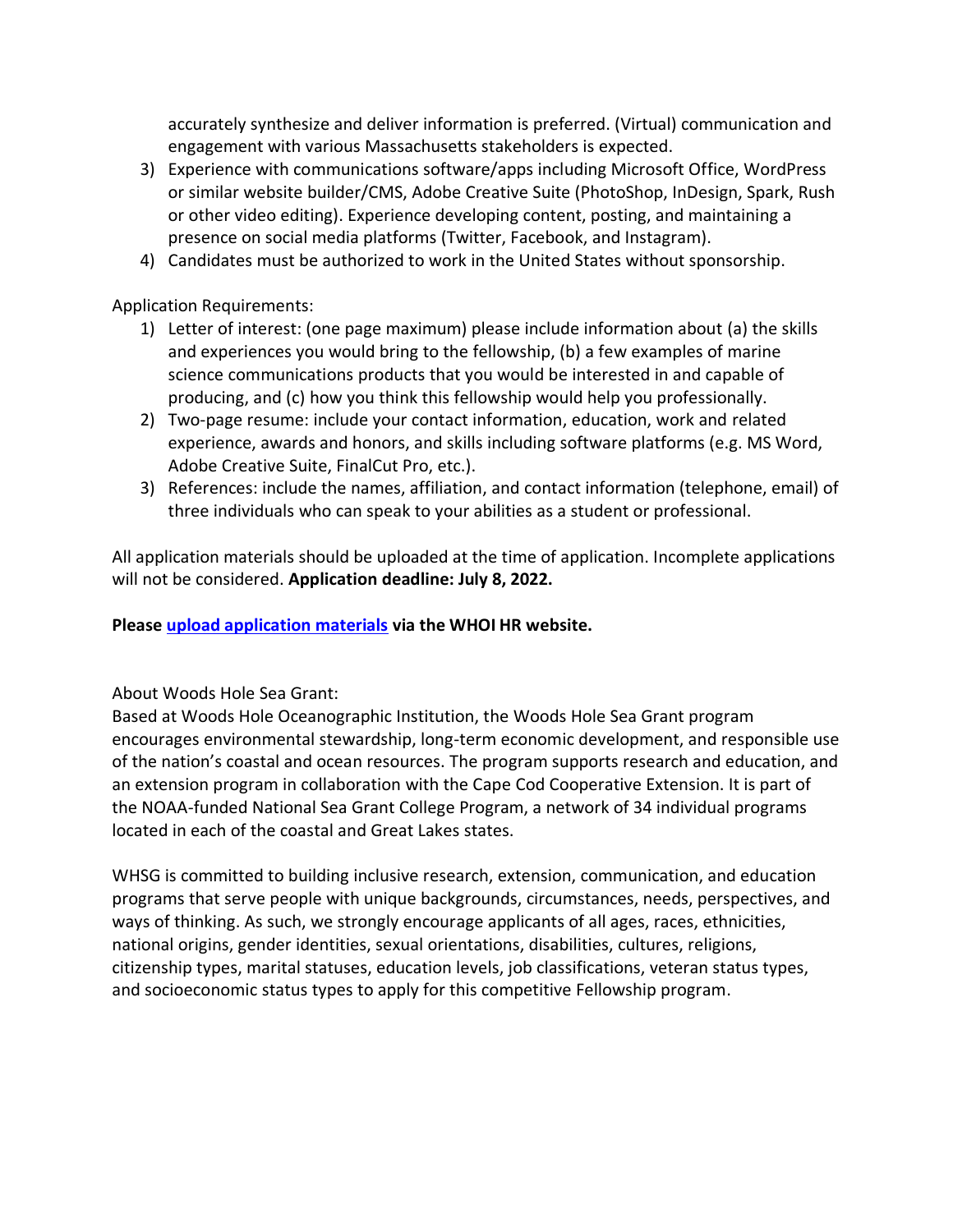accurately synthesize and deliver information is preferred. (Virtual) communication and engagement with various Massachusetts stakeholders is expected.

3) Experience with communications software/apps including Microsoft Office, WordPress or similar website builder/CMS, Adobe Creative Suite (PhotoShop, InDesign, Spark, Rush or other video editing). Experience developing content, posting, and maintaining a presence on social media platforms (Twitter, Facebook, and Instagram).
4) Candidates must be authorized to work in the United States without sponsorship.

Application Requirements:

1) Letter of interest: (one page maximum) please include information about (a) the skills and experiences you would bring to the fellowship, (b) a few examples of marine science communications products that you would be interested in and capable of producing, and (c) how you think this fellowship would help you professionally.
2) Two-page resume: include your contact information, education, work and related experience, awards and honors, and skills including software platforms (e.g. MS Word, Adobe Creative Suite, FinalCut Pro, etc.).
3) References: include the names, affiliation, and contact information (telephone, email) of three individuals who can speak to your abilities as a student or professional.

All application materials should be uploaded at the time of application. Incomplete applications will not be considered. **Application deadline: July 8, 2022.**

**Please upload application materials via the WHOI HR website.**

About Woods Hole Sea Grant:
Based at Woods Hole Oceanographic Institution, the Woods Hole Sea Grant program encourages environmental stewardship, long-term economic development, and responsible use of the nation's coastal and ocean resources. The program supports research and education, and an extension program in collaboration with the Cape Cod Cooperative Extension. It is part of the NOAA-funded National Sea Grant College Program, a network of 34 individual programs located in each of the coastal and Great Lakes states.

WHSG is committed to building inclusive research, extension, communication, and education programs that serve people with unique backgrounds, circumstances, needs, perspectives, and ways of thinking. As such, we strongly encourage applicants of all ages, races, ethnicities, national origins, gender identities, sexual orientations, disabilities, cultures, religions, citizenship types, marital statuses, education levels, job classifications, veteran status types, and socioeconomic status types to apply for this competitive Fellowship program.